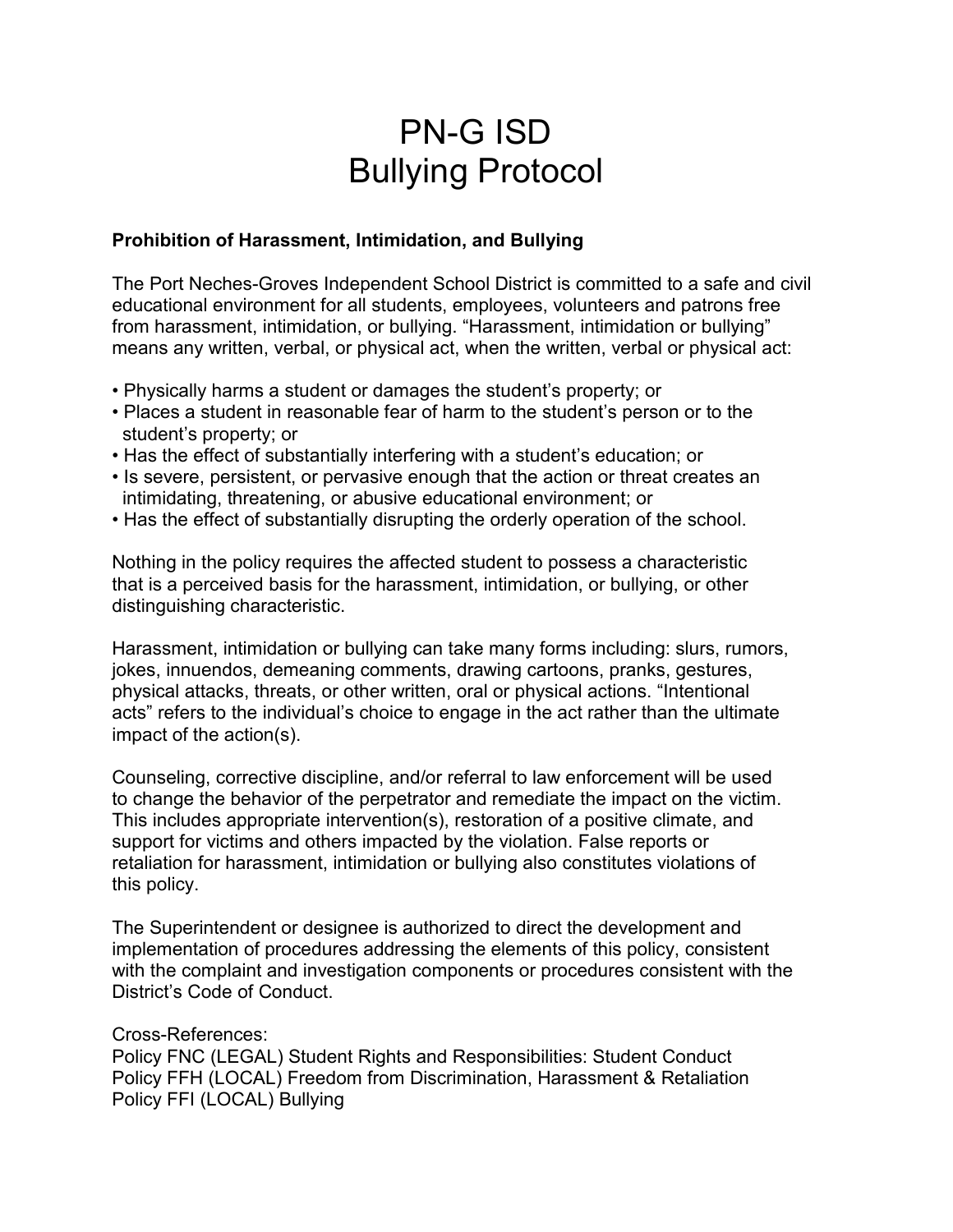# PN-G ISD
# Bullying Protocol

**Prohibition of Harassment, Intimidation, and Bullying**

The Port Neches-Groves Independent School District is committed to a safe and civil educational environment for all students, employees, volunteers and patrons free from harassment, intimidation, or bullying. "Harassment, intimidation or bullying" means any written, verbal, or physical act, when the written, verbal or physical act:

- Physically harms a student or damages the student's property; or
- Places a student in reasonable fear of harm to the student's person or to the student's property; or
- Has the effect of substantially interfering with a student's education; or
- Is severe, persistent, or pervasive enough that the action or threat creates an intimidating, threatening, or abusive educational environment; or
- Has the effect of substantially disrupting the orderly operation of the school.

Nothing in the policy requires the affected student to possess a characteristic that is a perceived basis for the harassment, intimidation, or bullying, or other distinguishing characteristic.

Harassment, intimidation or bullying can take many forms including: slurs, rumors, jokes, innuendos, demeaning comments, drawing cartoons, pranks, gestures, physical attacks, threats, or other written, oral or physical actions. "Intentional acts" refers to the individual's choice to engage in the act rather than the ultimate impact of the action(s).

Counseling, corrective discipline, and/or referral to law enforcement will be used to change the behavior of the perpetrator and remediate the impact on the victim. This includes appropriate intervention(s), restoration of a positive climate, and support for victims and others impacted by the violation. False reports or retaliation for harassment, intimidation or bullying also constitutes violations of this policy.

The Superintendent or designee is authorized to direct the development and implementation of procedures addressing the elements of this policy, consistent with the complaint and investigation components or procedures consistent with the District's Code of Conduct.

Cross-References:
Policy FNC (LEGAL) Student Rights and Responsibilities: Student Conduct
Policy FFH (LOCAL) Freedom from Discrimination, Harassment & Retaliation
Policy FFI (LOCAL) Bullying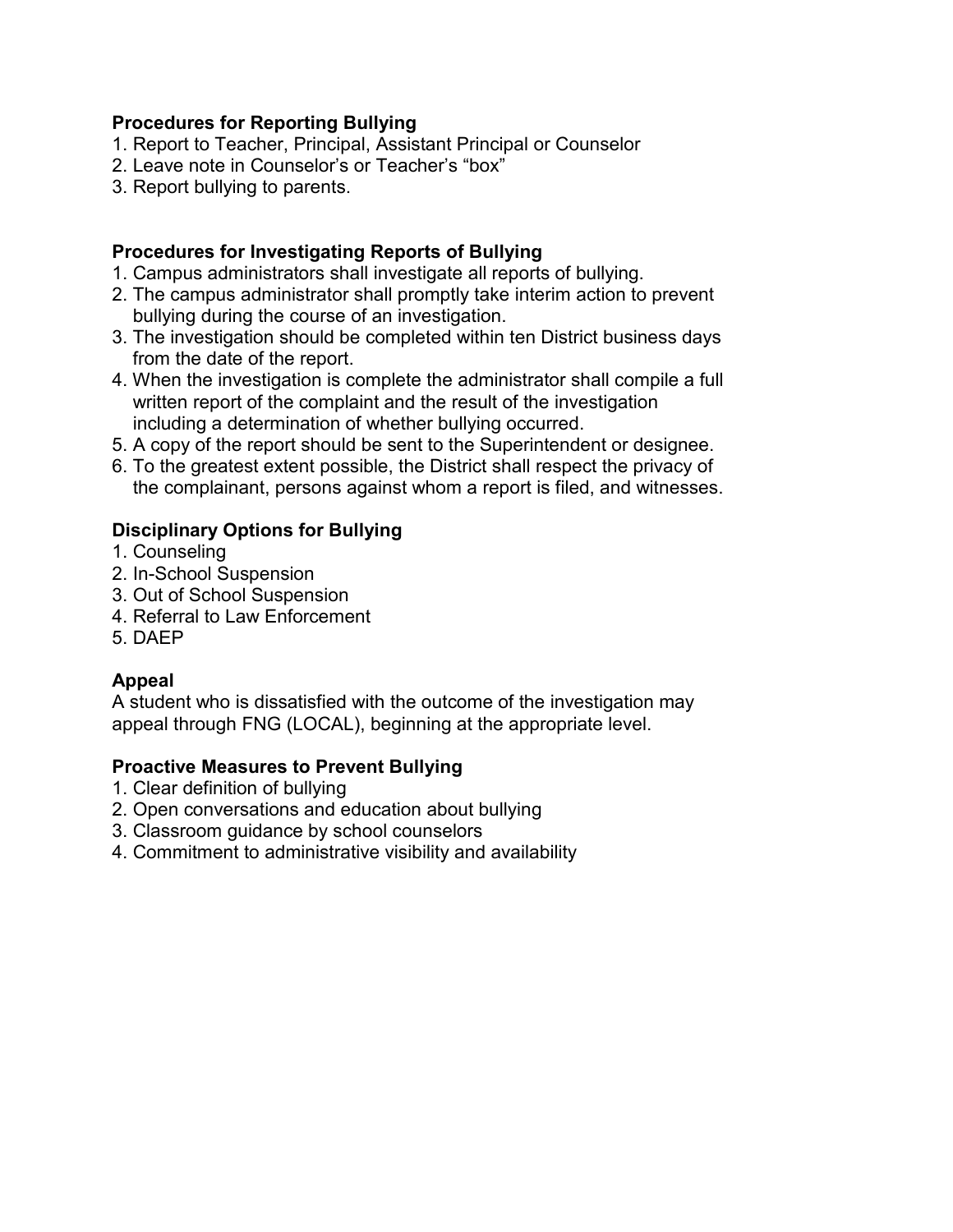**Procedures for Reporting Bullying**

1. Report to Teacher, Principal, Assistant Principal or Counselor
2. Leave note in Counselor's or Teacher's "box"
3. Report bullying to parents.

**Procedures for Investigating Reports of Bullying**

1. Campus administrators shall investigate all reports of bullying.
2. The campus administrator shall promptly take interim action to prevent bullying during the course of an investigation.
3. The investigation should be completed within ten District business days from the date of the report.
4. When the investigation is complete the administrator shall compile a full written report of the complaint and the result of the investigation including a determination of whether bullying occurred.
5. A copy of the report should be sent to the Superintendent or designee.
6. To the greatest extent possible, the District shall respect the privacy of the complainant, persons against whom a report is filed, and witnesses.

**Disciplinary Options for Bullying**

1. Counseling
2. In-School Suspension
3. Out of School Suspension
4. Referral to Law Enforcement
5. DAEP

**Appeal**

A student who is dissatisfied with the outcome of the investigation may appeal through FNG (LOCAL), beginning at the appropriate level.

**Proactive Measures to Prevent Bullying**

1. Clear definition of bullying
2. Open conversations and education about bullying
3. Classroom guidance by school counselors
4. Commitment to administrative visibility and availability